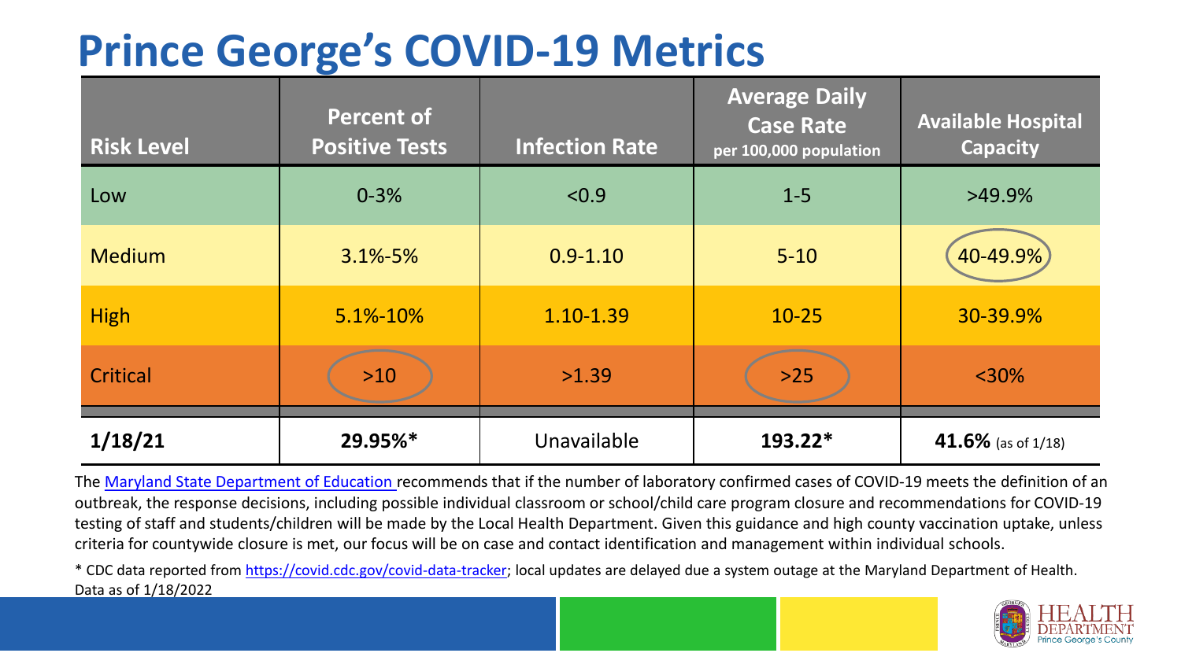# Prince George's COVID-19 Metrics

| Risk Level | Percent of Positive Tests | Infection Rate | Average Daily Case Rate per 100,000 population | Available Hospital Capacity |
|---|---|---|---|---|
| Low | 0-3% | <0.9 | 1-5 | >49.9% |
| Medium | 3.1%-5% | 0.9-1.10 | 5-10 | 40-49.9% |
| High | 5.1%-10% | 1.10-1.39 | 10-25 | 30-39.9% |
| Critical | >10 | >1.39 | >25 | <30% |
| **1/18/21** | **29.95%*** | Unavailable | **193.22*** | **41.6%** (as of 1/18) |

The Maryland State Department of Education recommends that if the number of laboratory confirmed cases of COVID-19 meets the definition of an outbreak, the response decisions, including possible individual classroom or school/child care program closure and recommendations for COVID-19 testing of staff and students/children will be made by the Local Health Department. Given this guidance and high county vaccination uptake, unless criteria for countywide closure is met, our focus will be on case and contact identification and management within individual schools.

* CDC data reported from https://covid.cdc.gov/covid-data-tracker; local updates are delayed due a system outage at the Maryland Department of Health. Data as of 1/18/2022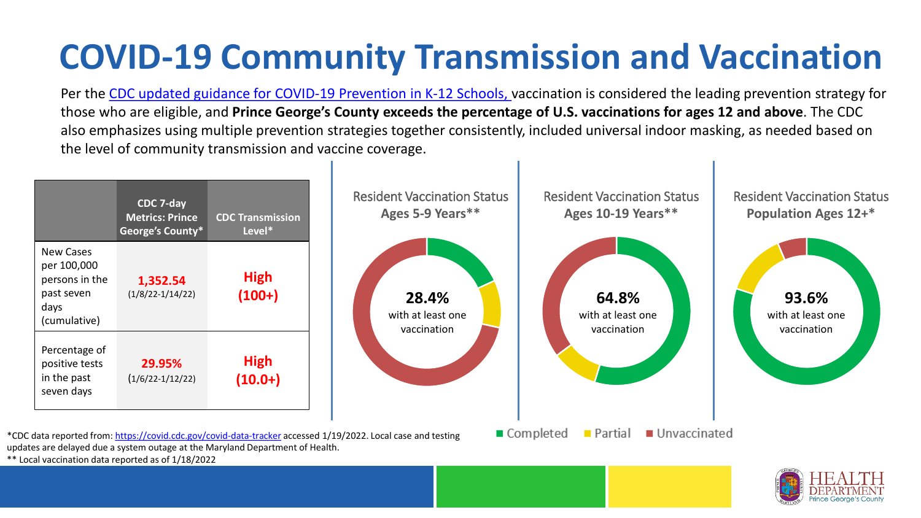# COVID-19 Community Transmission and Vaccination

Per the [CDC updated guidance for COVID-19 Prevention in K-12 Schools,](#) vaccination is considered the leading prevention strategy for those who are eligible, and **Prince George's County exceeds the percentage of U.S. vaccinations for ages 12 and above**. The CDC also emphasizes using multiple prevention strategies together consistently, included universal indoor masking, as needed based on the level of community transmission and vaccine coverage.

| | CDC 7-day Metrics: Prince George's County* | CDC Transmission Level* |
|---|---|---|
| New Cases per 100,000 persons in the past seven days (cumulative) | **1,352.54** (1/8/22-1/14/22) | **High (100+)** |
| Percentage of positive tests in the past seven days | **29.95%** (1/6/22-1/12/22) | **High (10.0+)** |

Resident Vaccination Status **Ages 5-9 Years****

**28.4%** with at least one vaccination

Resident Vaccination Status **Ages 10-19 Years****

**64.8%** with at least one vaccination

Resident Vaccination Status **Population Ages 12+***

**93.6%** with at least one vaccination

■ Completed ■ Partial ■ Unvaccinated

*CDC data reported from: https://covid.cdc.gov/covid-data-tracker accessed 1/19/2022. Local case and testing updates are delayed due a system outage at the Maryland Department of Health.

** Local vaccination data reported as of 1/18/2022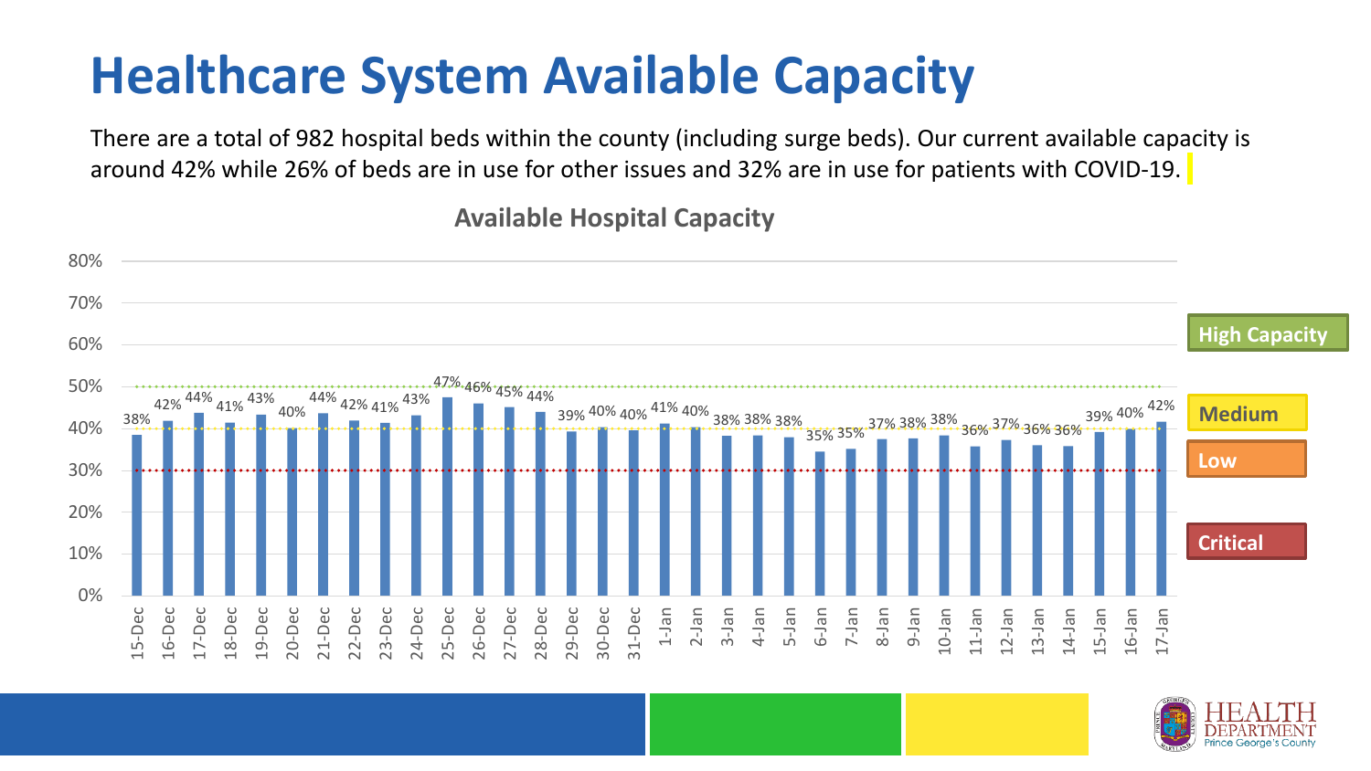# Healthcare System Available Capacity

There are a total of 982 hospital beds within the county (including surge beds). Our current available capacity is around 42% while 26% of beds are in use for other issues and 32% are in use for patients with COVID-19.

**Available Hospital Capacity**

80%
70%
60%
50%
40%
30%
20%
10%
0%

15-Dec 38%
16-Dec 42%
17-Dec 44%
18-Dec 41%
19-Dec 43%
20-Dec 40%
21-Dec 44%
22-Dec 42%
23-Dec 41%
24-Dec 43%
25-Dec 47%
26-Dec 46%
27-Dec 45%
28-Dec 44%
29-Dec 39%
30-Dec 40%
31-Dec 40%
1-Jan 41%
2-Jan 40%
3-Jan 38%
4-Jan 38%
5-Jan 38%
6-Jan 35%
7-Jan 35%
8-Jan 37%
9-Jan 38%
10-Jan 38%
11-Jan 36%
12-Jan 37%
13-Jan 36%
14-Jan 36%
15-Jan 39%
16-Jan 40%
17-Jan 42%

High Capacity

Medium

Low

Critical

HEALTH DEPARTMENT
Prince George's County